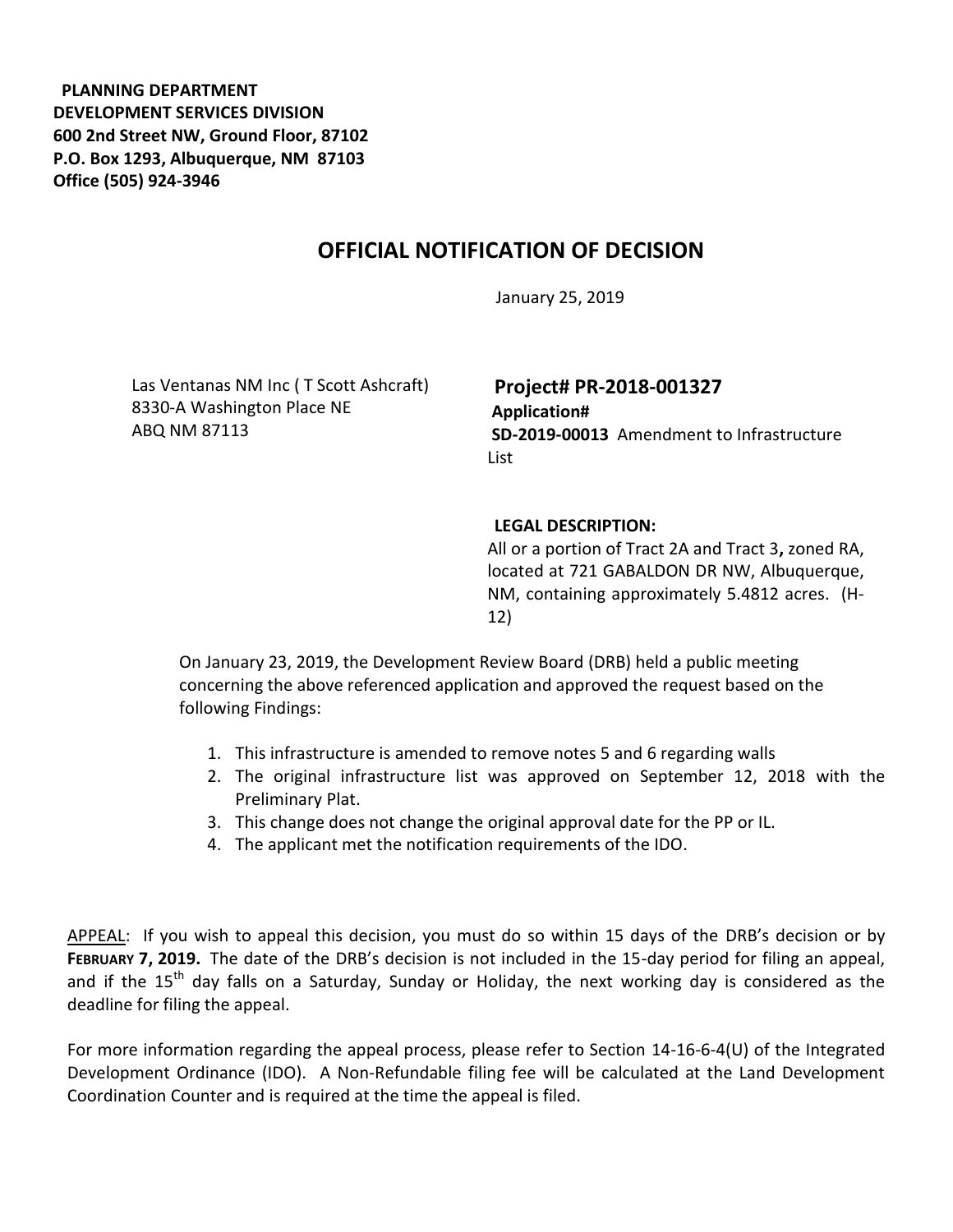**PLANNING DEPARTMENT**
**DEVELOPMENT SERVICES DIVISION**
**600 2nd Street NW, Ground Floor, 87102**
**P.O. Box 1293, Albuquerque, NM 87103**
**Office (505) 924-3946**

# OFFICIAL NOTIFICATION OF DECISION

January 25, 2019

Las Ventanas NM Inc ( T Scott Ashcraft)
8330-A Washington Place NE
ABQ NM 87113

**Project# PR-2018-001327**
**Application#**
**SD-2019-00013** Amendment to Infrastructure List

**LEGAL DESCRIPTION:**
All or a portion of Tract 2A and Tract 3**,** zoned RA, located at 721 GABALDON DR NW, Albuquerque, NM, containing approximately 5.4812 acres. (H-12)

On January 23, 2019, the Development Review Board (DRB) held a public meeting concerning the above referenced application and approved the request based on the following Findings:

1. This infrastructure is amended to remove notes 5 and 6 regarding walls
2. The original infrastructure list was approved on September 12, 2018 with the Preliminary Plat.
3. This change does not change the original approval date for the PP or IL.
4. The applicant met the notification requirements of the IDO.

APPEAL: If you wish to appeal this decision, you must do so within 15 days of the DRB's decision or by **FEBRUARY 7, 2019.** The date of the DRB's decision is not included in the 15-day period for filing an appeal, and if the 15th day falls on a Saturday, Sunday or Holiday, the next working day is considered as the deadline for filing the appeal.

For more information regarding the appeal process, please refer to Section 14-16-6-4(U) of the Integrated Development Ordinance (IDO). A Non-Refundable filing fee will be calculated at the Land Development Coordination Counter and is required at the time the appeal is filed.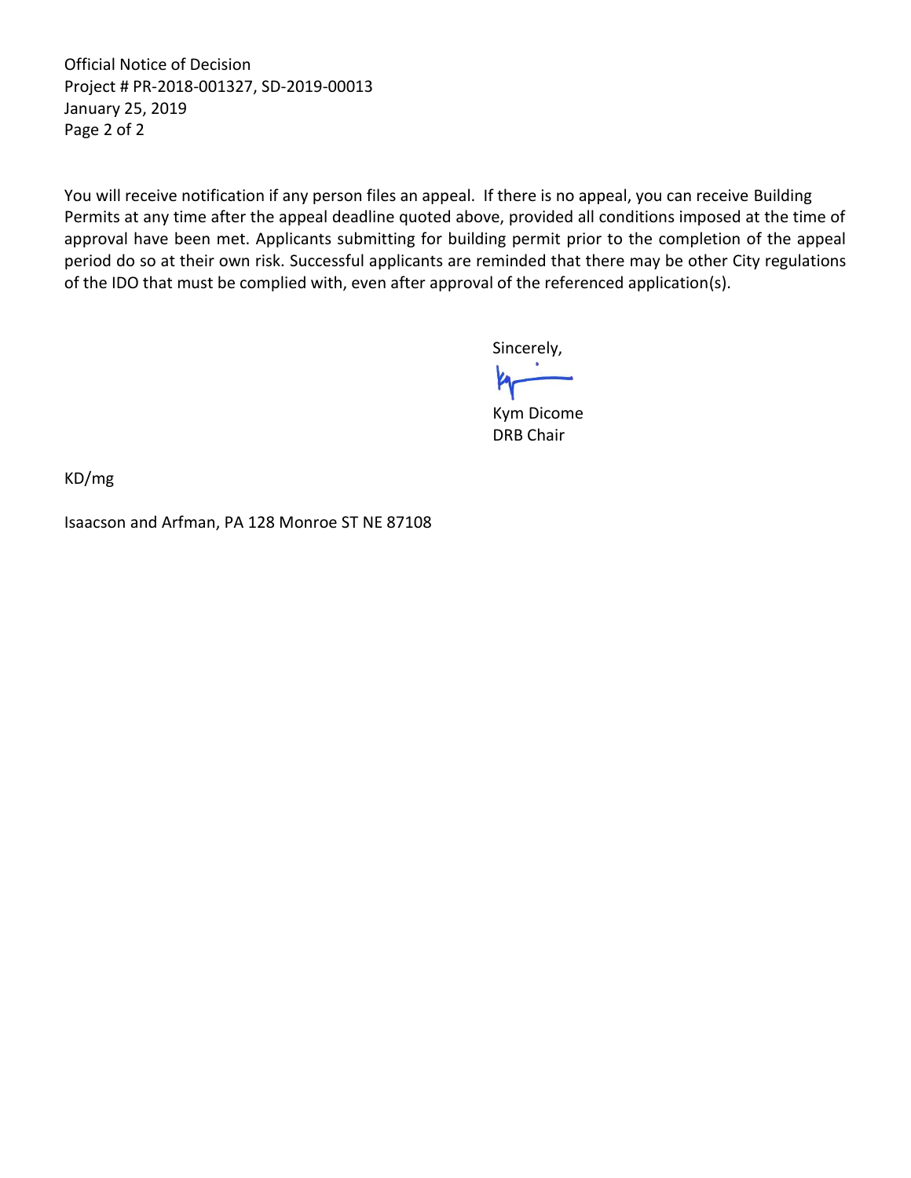You will receive notification if any person files an appeal. If there is no appeal, you can receive Building Permits at any time after the appeal deadline quoted above, provided all conditions imposed at the time of approval have been met. Applicants submitting for building permit prior to the completion of the appeal period do so at their own risk. Successful applicants are reminded that there may be other City regulations of the IDO that must be complied with, even after approval of the referenced application(s).

Sincerely,

Kym Dicome
DRB Chair

KD/mg

Isaacson and Arfman, PA 128 Monroe ST NE 87108